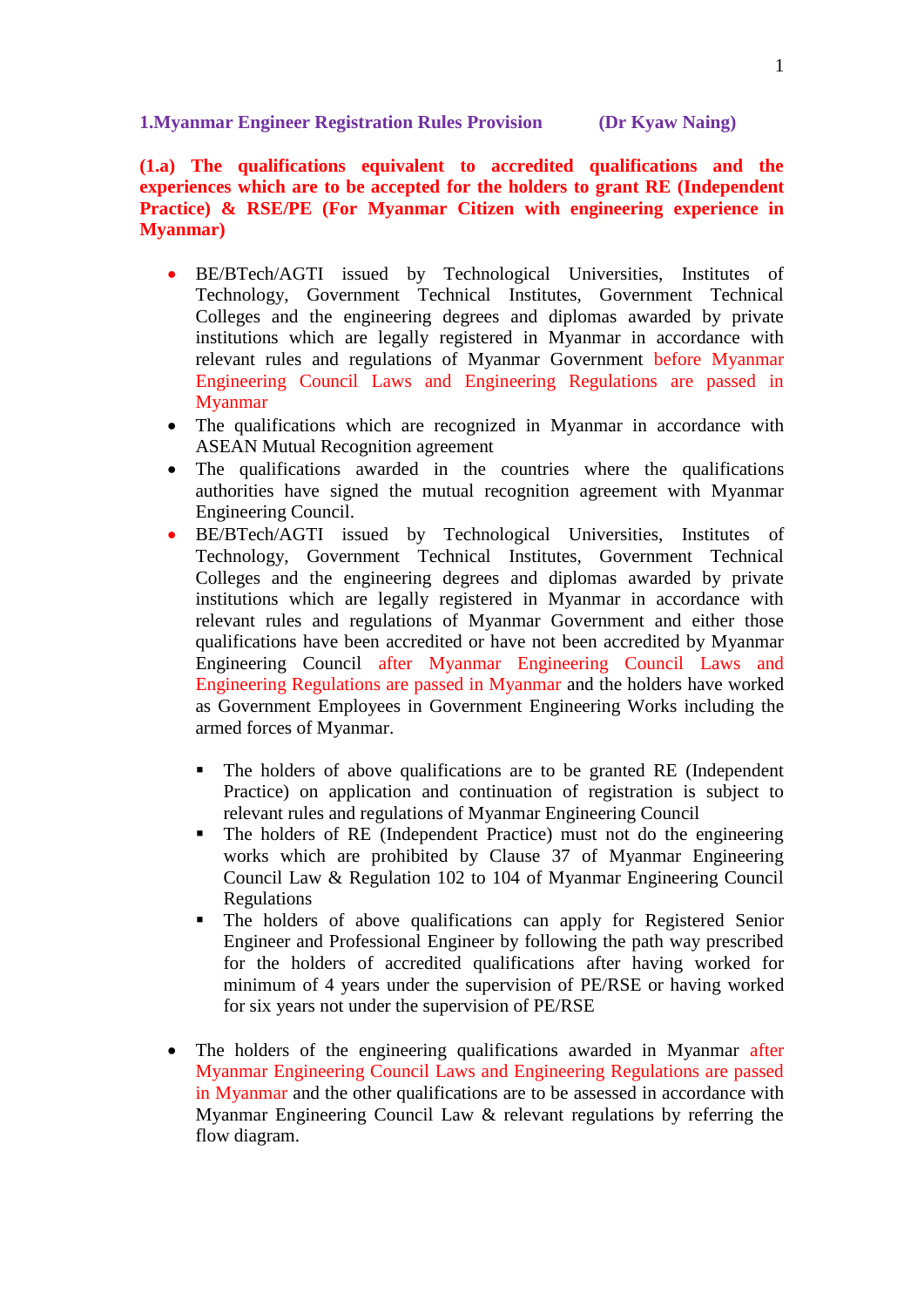## 1.Myanmar Engineer Registration Rules Provision (Dr Kyaw Naing)

**(1.a) The qualifications equivalent to accredited qualifications and the experiences which are to be accepted for the holders to grant RE (Independent Practice) & RSE/PE (For Myanmar Citizen with engineering experience in Myanmar)**

- BE/BTech/AGTI issued by Technological Universities, Institutes of Technology, Government Technical Institutes, Government Technical Colleges and the engineering degrees and diplomas awarded by private institutions which are legally registered in Myanmar in accordance with relevant rules and regulations of Myanmar Government before Myanmar Engineering Council Laws and Engineering Regulations are passed in Myanmar
- The qualifications which are recognized in Myanmar in accordance with ASEAN Mutual Recognition agreement
- The qualifications awarded in the countries where the qualifications authorities have signed the mutual recognition agreement with Myanmar Engineering Council.
- BE/BTech/AGTI issued by Technological Universities, Institutes of Technology, Government Technical Institutes, Government Technical Colleges and the engineering degrees and diplomas awarded by private institutions which are legally registered in Myanmar in accordance with relevant rules and regulations of Myanmar Government and either those qualifications have been accredited or have not been accredited by Myanmar Engineering Council after Myanmar Engineering Council Laws and Engineering Regulations are passed in Myanmar and the holders have worked as Government Employees in Government Engineering Works including the armed forces of Myanmar.
  - The holders of above qualifications are to be granted RE (Independent Practice) on application and continuation of registration is subject to relevant rules and regulations of Myanmar Engineering Council
  - The holders of RE (Independent Practice) must not do the engineering works which are prohibited by Clause 37 of Myanmar Engineering Council Law & Regulation 102 to 104 of Myanmar Engineering Council Regulations
  - The holders of above qualifications can apply for Registered Senior Engineer and Professional Engineer by following the path way prescribed for the holders of accredited qualifications after having worked for minimum of 4 years under the supervision of PE/RSE or having worked for six years not under the supervision of PE/RSE

- The holders of the engineering qualifications awarded in Myanmar after Myanmar Engineering Council Laws and Engineering Regulations are passed in Myanmar and the other qualifications are to be assessed in accordance with Myanmar Engineering Council Law & relevant regulations by referring the flow diagram.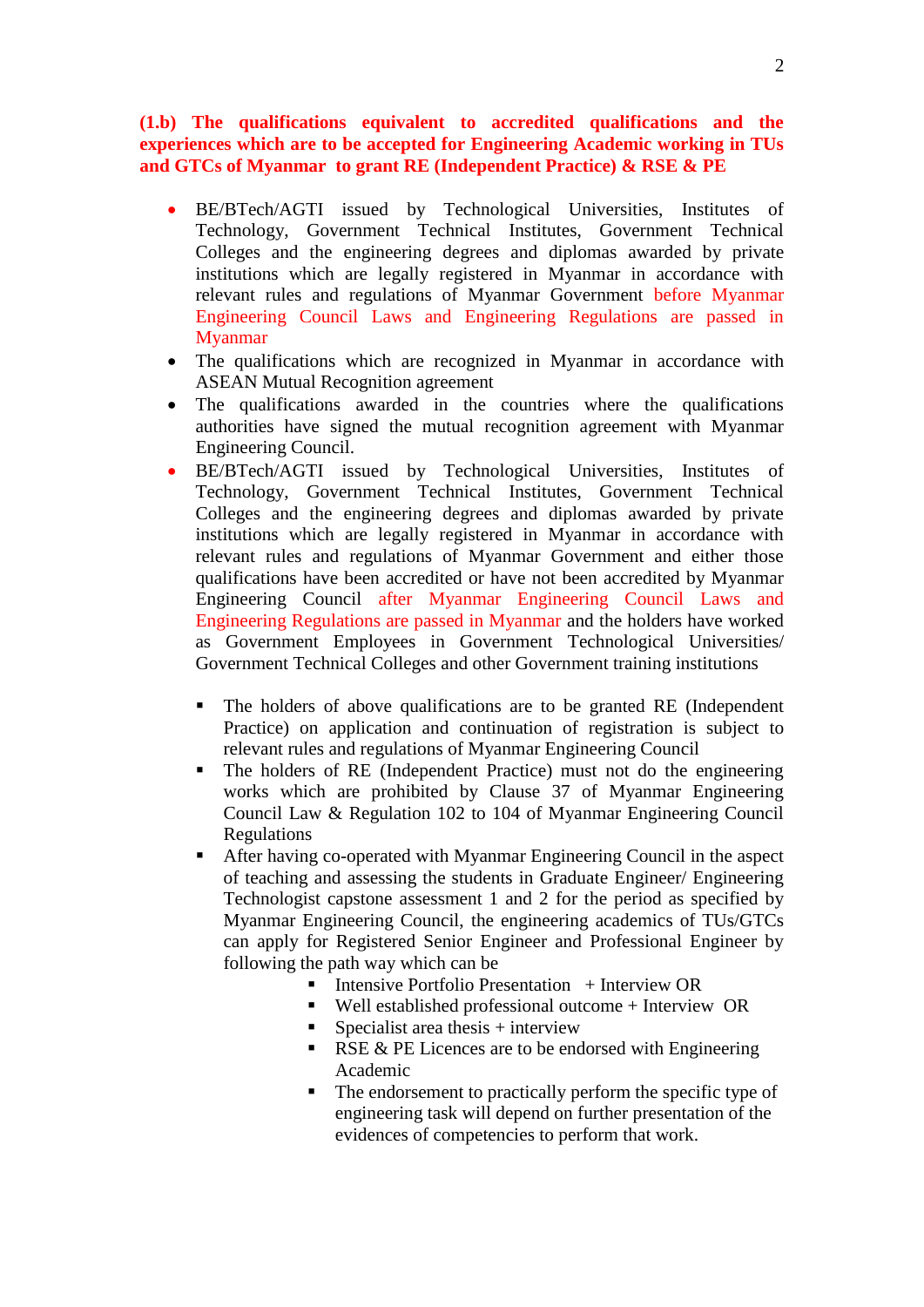**(1.b) The qualifications equivalent to accredited qualifications and the experiences which are to be accepted for Engineering Academic working in TUs and GTCs of Myanmar to grant RE (Independent Practice) & RSE & PE**

- BE/BTech/AGTI issued by Technological Universities, Institutes of Technology, Government Technical Institutes, Government Technical Colleges and the engineering degrees and diplomas awarded by private institutions which are legally registered in Myanmar in accordance with relevant rules and regulations of Myanmar Government before Myanmar Engineering Council Laws and Engineering Regulations are passed in Myanmar
- The qualifications which are recognized in Myanmar in accordance with ASEAN Mutual Recognition agreement
- The qualifications awarded in the countries where the qualifications authorities have signed the mutual recognition agreement with Myanmar Engineering Council.
- BE/BTech/AGTI issued by Technological Universities, Institutes of Technology, Government Technical Institutes, Government Technical Colleges and the engineering degrees and diplomas awarded by private institutions which are legally registered in Myanmar in accordance with relevant rules and regulations of Myanmar Government and either those qualifications have been accredited or have not been accredited by Myanmar Engineering Council after Myanmar Engineering Council Laws and Engineering Regulations are passed in Myanmar and the holders have worked as Government Employees in Government Technological Universities/ Government Technical Colleges and other Government training institutions

  - The holders of above qualifications are to be granted RE (Independent Practice) on application and continuation of registration is subject to relevant rules and regulations of Myanmar Engineering Council
  - The holders of RE (Independent Practice) must not do the engineering works which are prohibited by Clause 37 of Myanmar Engineering Council Law & Regulation 102 to 104 of Myanmar Engineering Council Regulations
  - After having co-operated with Myanmar Engineering Council in the aspect of teaching and assessing the students in Graduate Engineer/ Engineering Technologist capstone assessment 1 and 2 for the period as specified by Myanmar Engineering Council, the engineering academics of TUs/GTCs can apply for Registered Senior Engineer and Professional Engineer by following the path way which can be
    - Intensive Portfolio Presentation + Interview OR
    - Well established professional outcome + Interview OR
    - Specialist area thesis + interview
    - RSE & PE Licences are to be endorsed with Engineering Academic
    - The endorsement to practically perform the specific type of engineering task will depend on further presentation of the evidences of competencies to perform that work.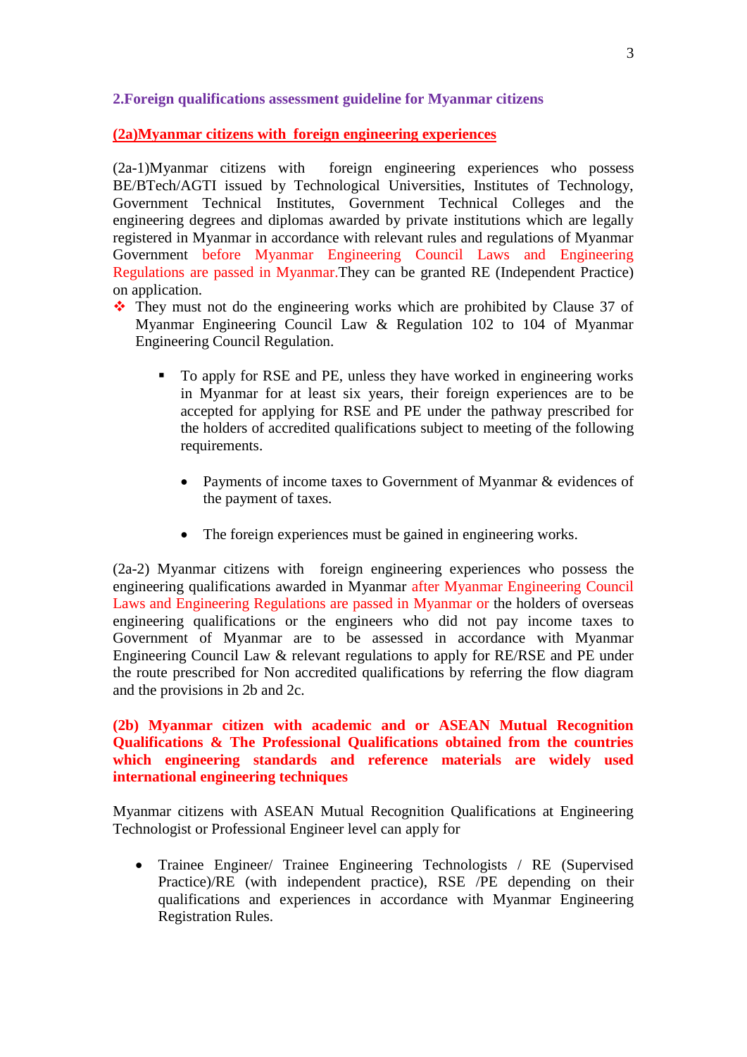## 2.Foreign qualifications assessment guideline for Myanmar citizens

### (2a)Myanmar citizens with foreign engineering experiences

(2a-1)Myanmar citizens with foreign engineering experiences who possess BE/BTech/AGTI issued by Technological Universities, Institutes of Technology, Government Technical Institutes, Government Technical Colleges and the engineering degrees and diplomas awarded by private institutions which are legally registered in Myanmar in accordance with relevant rules and regulations of Myanmar Government before Myanmar Engineering Council Laws and Engineering Regulations are passed in Myanmar.They can be granted RE (Independent Practice) on application.

- They must not do the engineering works which are prohibited by Clause 37 of Myanmar Engineering Council Law & Regulation 102 to 104 of Myanmar Engineering Council Regulation.

    - To apply for RSE and PE, unless they have worked in engineering works in Myanmar for at least six years, their foreign experiences are to be accepted for applying for RSE and PE under the pathway prescribed for the holders of accredited qualifications subject to meeting of the following requirements.

        - Payments of income taxes to Government of Myanmar & evidences of the payment of taxes.

        - The foreign experiences must be gained in engineering works.

(2a-2) Myanmar citizens with foreign engineering experiences who possess the engineering qualifications awarded in Myanmar after Myanmar Engineering Council Laws and Engineering Regulations are passed in Myanmar or the holders of overseas engineering qualifications or the engineers who did not pay income taxes to Government of Myanmar are to be assessed in accordance with Myanmar Engineering Council Law & relevant regulations to apply for RE/RSE and PE under the route prescribed for Non accredited qualifications by referring the flow diagram and the provisions in 2b and 2c.

### (2b) Myanmar citizen with academic and or ASEAN Mutual Recognition Qualifications & The Professional Qualifications obtained from the countries which engineering standards and reference materials are widely used international engineering techniques

Myanmar citizens with ASEAN Mutual Recognition Qualifications at Engineering Technologist or Professional Engineer level can apply for

- Trainee Engineer/ Trainee Engineering Technologists / RE (Supervised Practice)/RE (with independent practice), RSE /PE depending on their qualifications and experiences in accordance with Myanmar Engineering Registration Rules.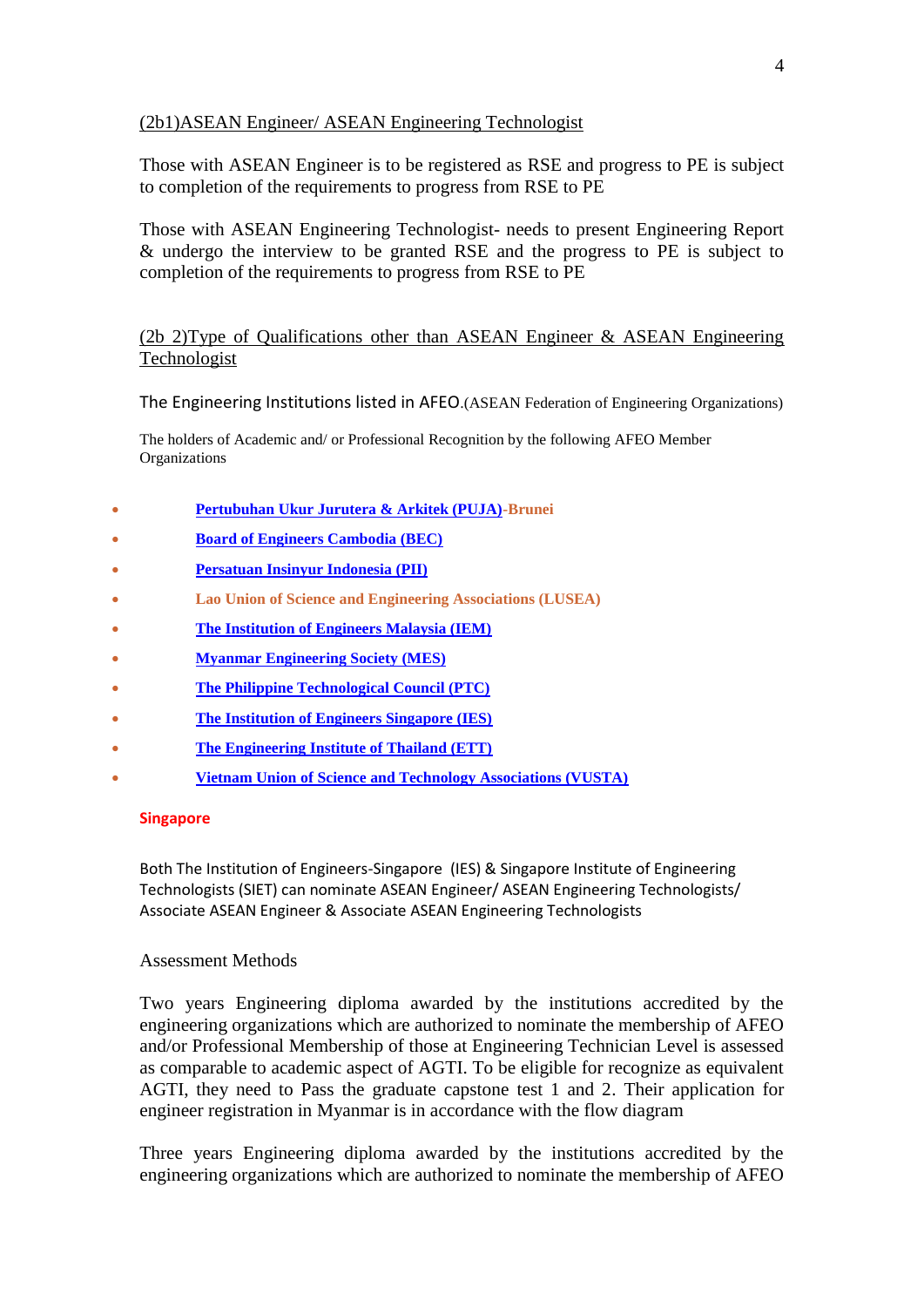(2b1)ASEAN Engineer/ ASEAN Engineering Technologist

Those with ASEAN Engineer is to be registered as RSE and progress to PE is subject to completion of the requirements to progress from RSE to PE

Those with ASEAN Engineering Technologist- needs to present Engineering Report & undergo the interview to be granted RSE and the progress to PE is subject to completion of the requirements to progress from RSE to PE

(2b 2)Type of Qualifications other than ASEAN Engineer & ASEAN Engineering Technologist

The Engineering Institutions listed in AFEO.(ASEAN Federation of Engineering Organizations)

The holders of Academic and/ or Professional Recognition by the following AFEO Member Organizations

- **Pertubuhan Ukur Jurutera & Arkitek (PUJA)-Brunei**
- **Board of Engineers Cambodia (BEC)**
- **Persatuan Insinyur Indonesia (PII)**
- **Lao Union of Science and Engineering Associations (LUSEA)**
- **The Institution of Engineers Malaysia (IEM)**
- **Myanmar Engineering Society (MES)**
- **The Philippine Technological Council (PTC)**
- **The Institution of Engineers Singapore (IES)**
- **The Engineering Institute of Thailand (ETT)**
- **Vietnam Union of Science and Technology Associations (VUSTA)**

**Singapore**

Both The Institution of Engineers-Singapore (IES) & Singapore Institute of Engineering Technologists (SIET) can nominate ASEAN Engineer/ ASEAN Engineering Technologists/ Associate ASEAN Engineer & Associate ASEAN Engineering Technologists

Assessment Methods

Two years Engineering diploma awarded by the institutions accredited by the engineering organizations which are authorized to nominate the membership of AFEO and/or Professional Membership of those at Engineering Technician Level is assessed as comparable to academic aspect of AGTI. To be eligible for recognize as equivalent AGTI, they need to Pass the graduate capstone test 1 and 2. Their application for engineer registration in Myanmar is in accordance with the flow diagram

Three years Engineering diploma awarded by the institutions accredited by the engineering organizations which are authorized to nominate the membership of AFEO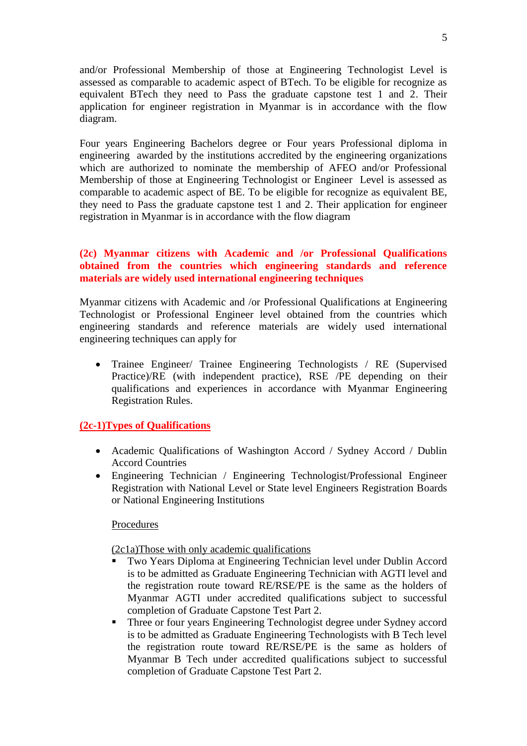and/or Professional Membership of those at Engineering Technologist Level is assessed as comparable to academic aspect of BTech. To be eligible for recognize as equivalent BTech they need to Pass the graduate capstone test 1 and 2. Their application for engineer registration in Myanmar is in accordance with the flow diagram.

Four years Engineering Bachelors degree or Four years Professional diploma in engineering awarded by the institutions accredited by the engineering organizations which are authorized to nominate the membership of AFEO and/or Professional Membership of those at Engineering Technologist or Engineer Level is assessed as comparable to academic aspect of BE. To be eligible for recognize as equivalent BE, they need to Pass the graduate capstone test 1 and 2. Their application for engineer registration in Myanmar is in accordance with the flow diagram

### (2c) Myanmar citizens with Academic and /or Professional Qualifications obtained from the countries which engineering standards and reference materials are widely used international engineering techniques

Myanmar citizens with Academic and /or Professional Qualifications at Engineering Technologist or Professional Engineer level obtained from the countries which engineering standards and reference materials are widely used international engineering techniques can apply for

- Trainee Engineer/ Trainee Engineering Technologists / RE (Supervised Practice)/RE (with independent practice), RSE /PE depending on their qualifications and experiences in accordance with Myanmar Engineering Registration Rules.

#### (2c-1)Types of Qualifications

- Academic Qualifications of Washington Accord / Sydney Accord / Dublin Accord Countries
- Engineering Technician / Engineering Technologist/Professional Engineer Registration with National Level or State level Engineers Registration Boards or National Engineering Institutions

Procedures

(2c1a)Those with only academic qualifications

- Two Years Diploma at Engineering Technician level under Dublin Accord is to be admitted as Graduate Engineering Technician with AGTI level and the registration route toward RE/RSE/PE is the same as the holders of Myanmar AGTI under accredited qualifications subject to successful completion of Graduate Capstone Test Part 2.
- Three or four years Engineering Technologist degree under Sydney accord is to be admitted as Graduate Engineering Technologists with B Tech level the registration route toward RE/RSE/PE is the same as holders of Myanmar B Tech under accredited qualifications subject to successful completion of Graduate Capstone Test Part 2.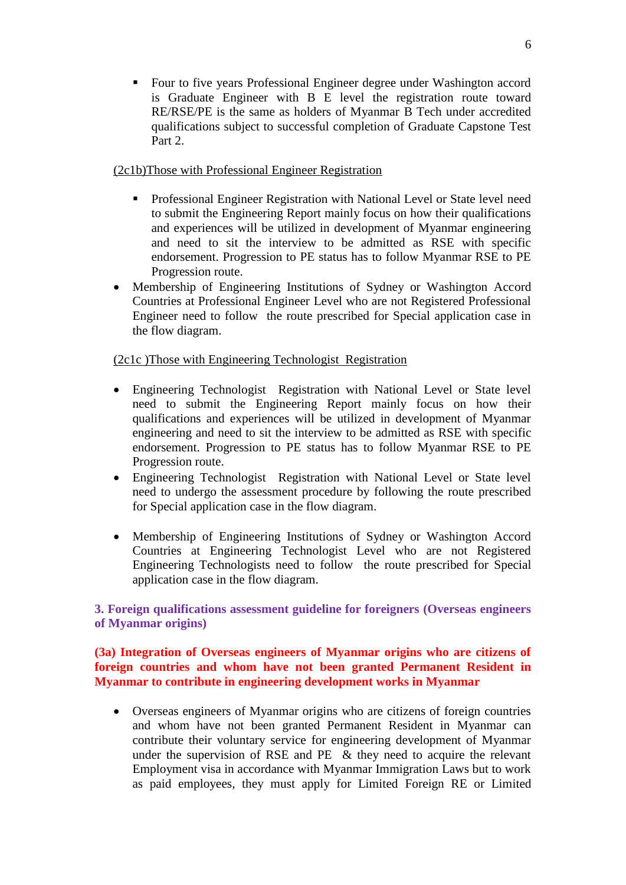- Four to five years Professional Engineer degree under Washington accord is Graduate Engineer with B E level the registration route toward RE/RSE/PE is the same as holders of Myanmar B Tech under accredited qualifications subject to successful completion of Graduate Capstone Test Part 2.

(2c1b)Those with Professional Engineer Registration

- Professional Engineer Registration with National Level or State level need to submit the Engineering Report mainly focus on how their qualifications and experiences will be utilized in development of Myanmar engineering and need to sit the interview to be admitted as RSE with specific endorsement. Progression to PE status has to follow Myanmar RSE to PE Progression route.

- Membership of Engineering Institutions of Sydney or Washington Accord Countries at Professional Engineer Level who are not Registered Professional Engineer need to follow the route prescribed for Special application case in the flow diagram.

(2c1c )Those with Engineering Technologist Registration

- Engineering Technologist Registration with National Level or State level need to submit the Engineering Report mainly focus on how their qualifications and experiences will be utilized in development of Myanmar engineering and need to sit the interview to be admitted as RSE with specific endorsement. Progression to PE status has to follow Myanmar RSE to PE Progression route.
- Engineering Technologist Registration with National Level or State level need to undergo the assessment procedure by following the route prescribed for Special application case in the flow diagram.

- Membership of Engineering Institutions of Sydney or Washington Accord Countries at Engineering Technologist Level who are not Registered Engineering Technologists need to follow the route prescribed for Special application case in the flow diagram.

## 3. Foreign qualifications assessment guideline for foreigners (Overseas engineers of Myanmar origins)

### (3a) Integration of Overseas engineers of Myanmar origins who are citizens of foreign countries and whom have not been granted Permanent Resident in Myanmar to contribute in engineering development works in Myanmar

- Overseas engineers of Myanmar origins who are citizens of foreign countries and whom have not been granted Permanent Resident in Myanmar can contribute their voluntary service for engineering development of Myanmar under the supervision of RSE and PE & they need to acquire the relevant Employment visa in accordance with Myanmar Immigration Laws but to work as paid employees, they must apply for Limited Foreign RE or Limited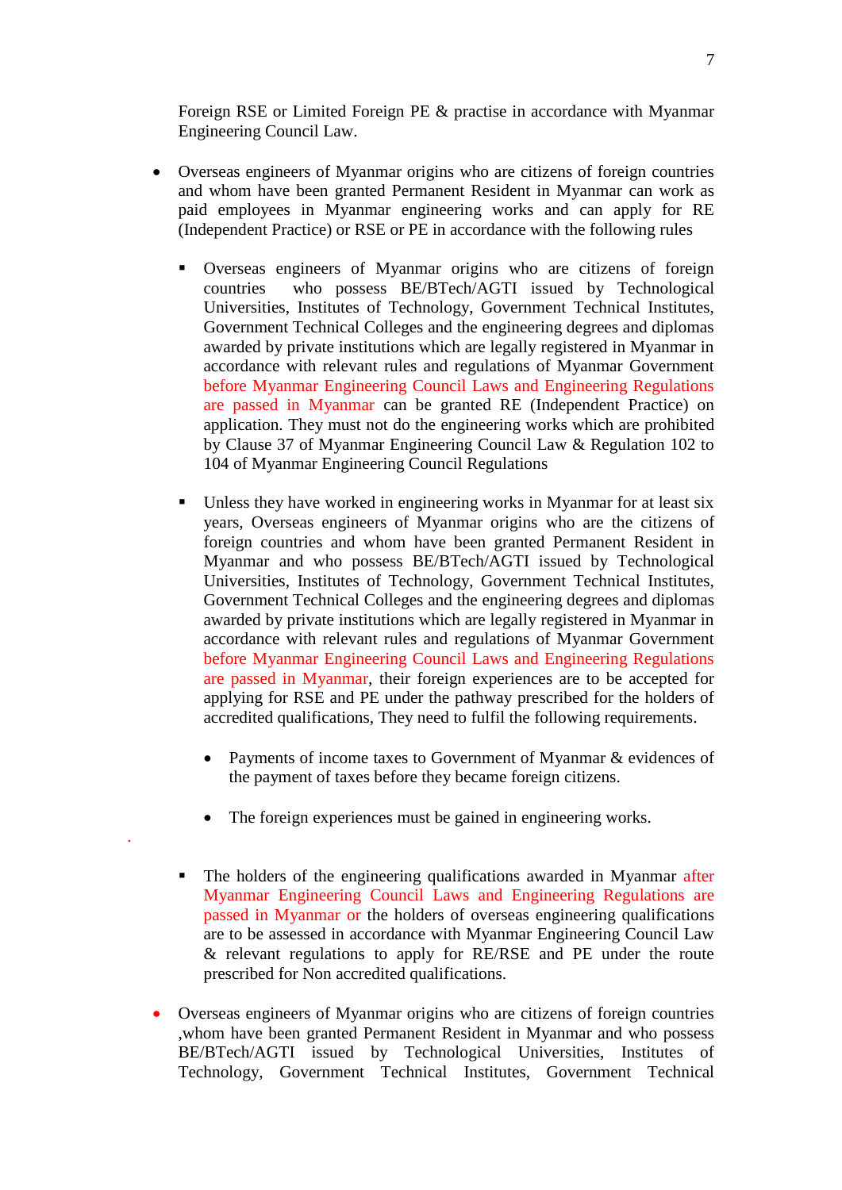Foreign RSE or Limited Foreign PE & practise in accordance with Myanmar Engineering Council Law.

- Overseas engineers of Myanmar origins who are citizens of foreign countries and whom have been granted Permanent Resident in Myanmar can work as paid employees in Myanmar engineering works and can apply for RE (Independent Practice) or RSE or PE in accordance with the following rules

  - Overseas engineers of Myanmar origins who are citizens of foreign countries who possess BE/BTech/AGTI issued by Technological Universities, Institutes of Technology, Government Technical Institutes, Government Technical Colleges and the engineering degrees and diplomas awarded by private institutions which are legally registered in Myanmar in accordance with relevant rules and regulations of Myanmar Government before Myanmar Engineering Council Laws and Engineering Regulations are passed in Myanmar can be granted RE (Independent Practice) on application. They must not do the engineering works which are prohibited by Clause 37 of Myanmar Engineering Council Law & Regulation 102 to 104 of Myanmar Engineering Council Regulations

  - Unless they have worked in engineering works in Myanmar for at least six years, Overseas engineers of Myanmar origins who are the citizens of foreign countries and whom have been granted Permanent Resident in Myanmar and who possess BE/BTech/AGTI issued by Technological Universities, Institutes of Technology, Government Technical Institutes, Government Technical Colleges and the engineering degrees and diplomas awarded by private institutions which are legally registered in Myanmar in accordance with relevant rules and regulations of Myanmar Government before Myanmar Engineering Council Laws and Engineering Regulations are passed in Myanmar, their foreign experiences are to be accepted for applying for RSE and PE under the pathway prescribed for the holders of accredited qualifications, They need to fulfil the following requirements.

    - Payments of income taxes to Government of Myanmar & evidences of the payment of taxes before they became foreign citizens.

    - The foreign experiences must be gained in engineering works.

  - The holders of the engineering qualifications awarded in Myanmar after Myanmar Engineering Council Laws and Engineering Regulations are passed in Myanmar or the holders of overseas engineering qualifications are to be assessed in accordance with Myanmar Engineering Council Law & relevant regulations to apply for RE/RSE and PE under the route prescribed for Non accredited qualifications.

- Overseas engineers of Myanmar origins who are citizens of foreign countries ,whom have been granted Permanent Resident in Myanmar and who possess BE/BTech/AGTI issued by Technological Universities, Institutes of Technology, Government Technical Institutes, Government Technical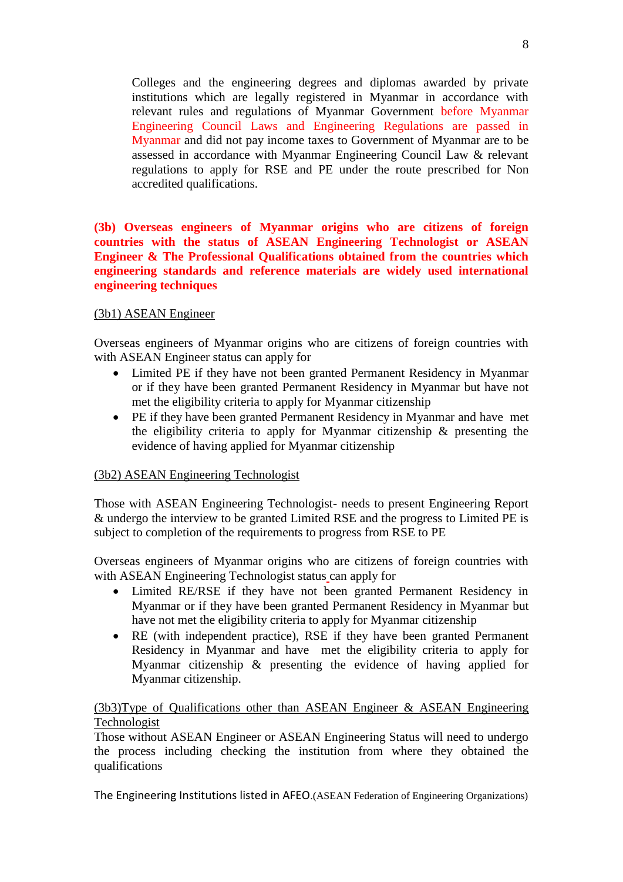Colleges and the engineering degrees and diplomas awarded by private institutions which are legally registered in Myanmar in accordance with relevant rules and regulations of Myanmar Government before Myanmar Engineering Council Laws and Engineering Regulations are passed in Myanmar and did not pay income taxes to Government of Myanmar are to be assessed in accordance with Myanmar Engineering Council Law & relevant regulations to apply for RSE and PE under the route prescribed for Non accredited qualifications.

**(3b) Overseas engineers of Myanmar origins who are citizens of foreign countries with the status of ASEAN Engineering Technologist or ASEAN Engineer & The Professional Qualifications obtained from the countries which engineering standards and reference materials are widely used international engineering techniques**

(3b1) ASEAN Engineer

Overseas engineers of Myanmar origins who are citizens of foreign countries with with ASEAN Engineer status can apply for

- Limited PE if they have not been granted Permanent Residency in Myanmar or if they have been granted Permanent Residency in Myanmar but have not met the eligibility criteria to apply for Myanmar citizenship
- PE if they have been granted Permanent Residency in Myanmar and have met the eligibility criteria to apply for Myanmar citizenship & presenting the evidence of having applied for Myanmar citizenship

(3b2) ASEAN Engineering Technologist

Those with ASEAN Engineering Technologist- needs to present Engineering Report & undergo the interview to be granted Limited RSE and the progress to Limited PE is subject to completion of the requirements to progress from RSE to PE

Overseas engineers of Myanmar origins who are citizens of foreign countries with with ASEAN Engineering Technologist status can apply for

- Limited RE/RSE if they have not been granted Permanent Residency in Myanmar or if they have been granted Permanent Residency in Myanmar but have not met the eligibility criteria to apply for Myanmar citizenship
- RE (with independent practice), RSE if they have been granted Permanent Residency in Myanmar and have met the eligibility criteria to apply for Myanmar citizenship & presenting the evidence of having applied for Myanmar citizenship.

(3b3)Type of Qualifications other than ASEAN Engineer & ASEAN Engineering Technologist

Those without ASEAN Engineer or ASEAN Engineering Status will need to undergo the process including checking the institution from where they obtained the qualifications

The Engineering Institutions listed in AFEO.(ASEAN Federation of Engineering Organizations)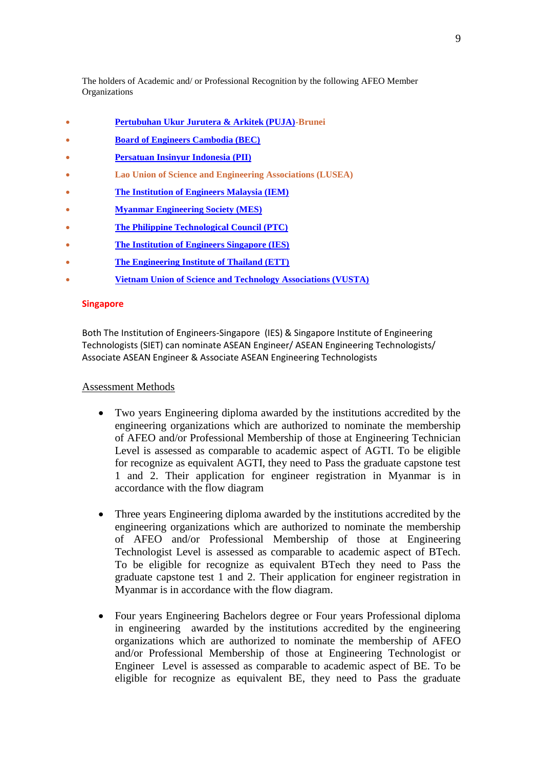The holders of Academic and/ or Professional Recognition by the following AFEO Member Organizations

- **Pertubuhan Ukur Jurutera & Arkitek (PUJA)-Brunei**
- **Board of Engineers Cambodia (BEC)**
- **Persatuan Insinyur Indonesia (PII)**
- **Lao Union of Science and Engineering Associations (LUSEA)**
- **The Institution of Engineers Malaysia (IEM)**
- **Myanmar Engineering Society (MES)**
- **The Philippine Technological Council (PTC)**
- **The Institution of Engineers Singapore (IES)**
- **The Engineering Institute of Thailand (ETT)**
- **Vietnam Union of Science and Technology Associations (VUSTA)**

**Singapore**

Both The Institution of Engineers-Singapore (IES) & Singapore Institute of Engineering Technologists (SIET) can nominate ASEAN Engineer/ ASEAN Engineering Technologists/ Associate ASEAN Engineer & Associate ASEAN Engineering Technologists

Assessment Methods

- Two years Engineering diploma awarded by the institutions accredited by the engineering organizations which are authorized to nominate the membership of AFEO and/or Professional Membership of those at Engineering Technician Level is assessed as comparable to academic aspect of AGTI. To be eligible for recognize as equivalent AGTI, they need to Pass the graduate capstone test 1 and 2. Their application for engineer registration in Myanmar is in accordance with the flow diagram

- Three years Engineering diploma awarded by the institutions accredited by the engineering organizations which are authorized to nominate the membership of AFEO and/or Professional Membership of those at Engineering Technologist Level is assessed as comparable to academic aspect of BTech. To be eligible for recognize as equivalent BTech they need to Pass the graduate capstone test 1 and 2. Their application for engineer registration in Myanmar is in accordance with the flow diagram.

- Four years Engineering Bachelors degree or Four years Professional diploma in engineering awarded by the institutions accredited by the engineering organizations which are authorized to nominate the membership of AFEO and/or Professional Membership of those at Engineering Technologist or Engineer Level is assessed as comparable to academic aspect of BE. To be eligible for recognize as equivalent BE, they need to Pass the graduate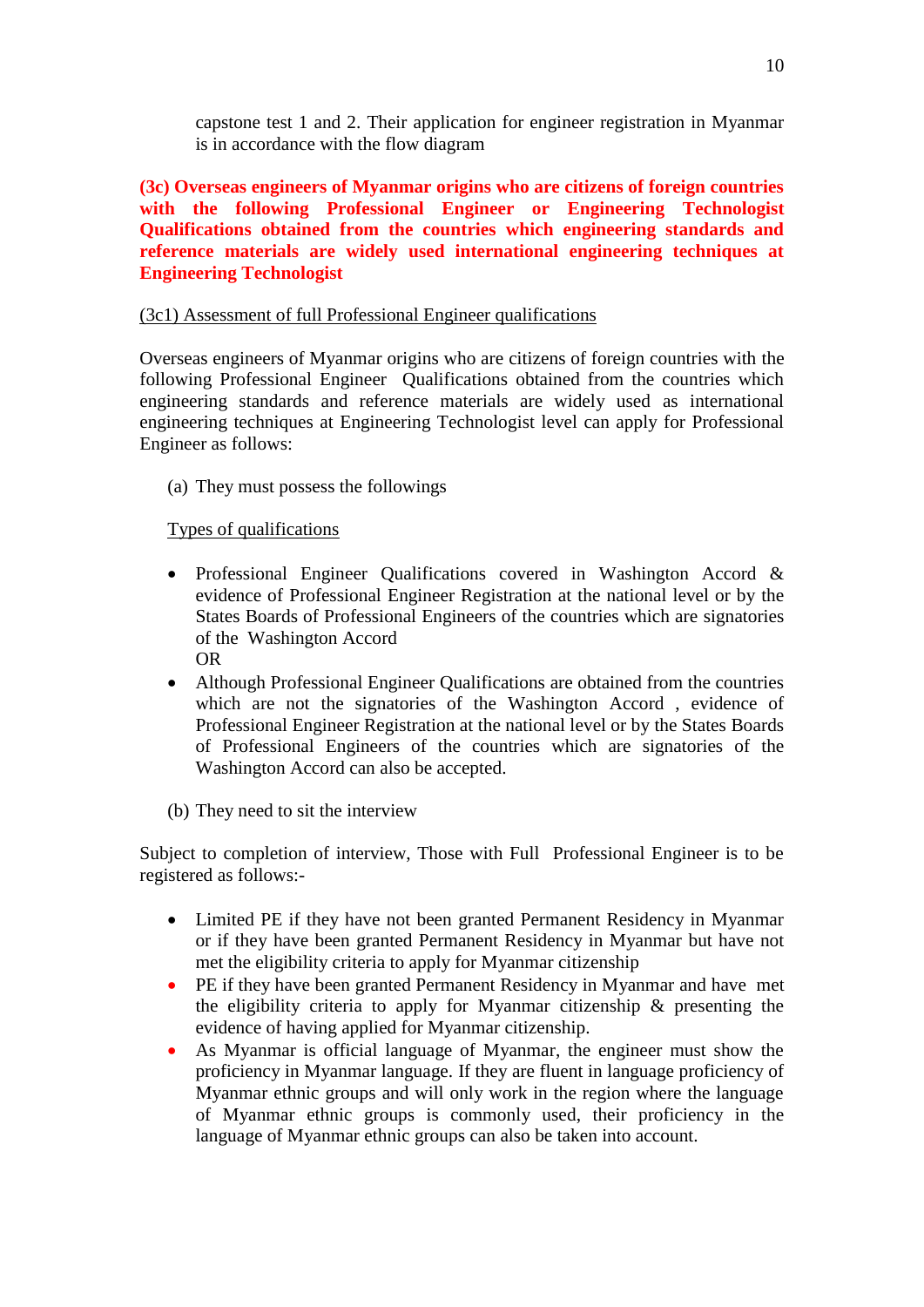capstone test 1 and 2. Their application for engineer registration in Myanmar is in accordance with the flow diagram

**(3c) Overseas engineers of Myanmar origins who are citizens of foreign countries with the following Professional Engineer or Engineering Technologist Qualifications obtained from the countries which engineering standards and reference materials are widely used international engineering techniques at Engineering Technologist**

(3c1) Assessment of full Professional Engineer qualifications

Overseas engineers of Myanmar origins who are citizens of foreign countries with the following Professional Engineer Qualifications obtained from the countries which engineering standards and reference materials are widely used as international engineering techniques at Engineering Technologist level can apply for Professional Engineer as follows:

(a) They must possess the followings

Types of qualifications

- Professional Engineer Qualifications covered in Washington Accord & evidence of Professional Engineer Registration at the national level or by the States Boards of Professional Engineers of the countries which are signatories of the Washington Accord
  OR
- Although Professional Engineer Qualifications are obtained from the countries which are not the signatories of the Washington Accord , evidence of Professional Engineer Registration at the national level or by the States Boards of Professional Engineers of the countries which are signatories of the Washington Accord can also be accepted.

(b) They need to sit the interview

Subject to completion of interview, Those with Full Professional Engineer is to be registered as follows:-

- Limited PE if they have not been granted Permanent Residency in Myanmar or if they have been granted Permanent Residency in Myanmar but have not met the eligibility criteria to apply for Myanmar citizenship
- PE if they have been granted Permanent Residency in Myanmar and have met the eligibility criteria to apply for Myanmar citizenship & presenting the evidence of having applied for Myanmar citizenship.
- As Myanmar is official language of Myanmar, the engineer must show the proficiency in Myanmar language. If they are fluent in language proficiency of Myanmar ethnic groups and will only work in the region where the language of Myanmar ethnic groups is commonly used, their proficiency in the language of Myanmar ethnic groups can also be taken into account.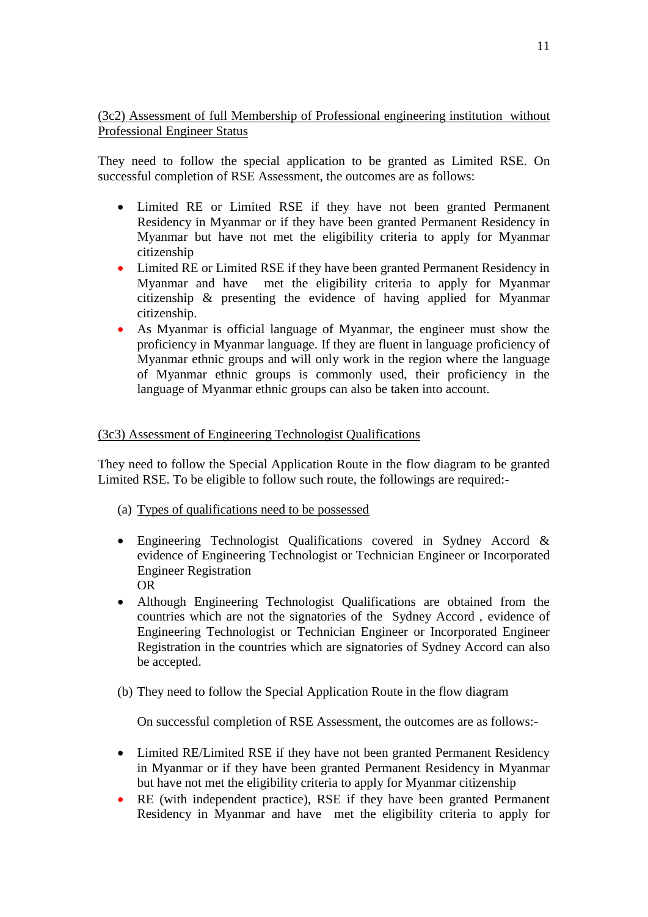<u>(3c2) Assessment of full Membership of Professional engineering institution without Professional Engineer Status</u>

They need to follow the special application to be granted as Limited RSE. On successful completion of RSE Assessment, the outcomes are as follows:

- Limited RE or Limited RSE if they have not been granted Permanent Residency in Myanmar or if they have been granted Permanent Residency in Myanmar but have not met the eligibility criteria to apply for Myanmar citizenship
- Limited RE or Limited RSE if they have been granted Permanent Residency in Myanmar and have met the eligibility criteria to apply for Myanmar citizenship & presenting the evidence of having applied for Myanmar citizenship.
- As Myanmar is official language of Myanmar, the engineer must show the proficiency in Myanmar language. If they are fluent in language proficiency of Myanmar ethnic groups and will only work in the region where the language of Myanmar ethnic groups is commonly used, their proficiency in the language of Myanmar ethnic groups can also be taken into account.

<u>(3c3) Assessment of Engineering Technologist Qualifications</u>

They need to follow the Special Application Route in the flow diagram to be granted Limited RSE. To be eligible to follow such route, the followings are required:-

(a) <u>Types of qualifications need to be possessed</u>

- Engineering Technologist Qualifications covered in Sydney Accord & evidence of Engineering Technologist or Technician Engineer or Incorporated Engineer Registration
  OR
- Although Engineering Technologist Qualifications are obtained from the countries which are not the signatories of the Sydney Accord , evidence of Engineering Technologist or Technician Engineer or Incorporated Engineer Registration in the countries which are signatories of Sydney Accord can also be accepted.

(b) They need to follow the Special Application Route in the flow diagram

On successful completion of RSE Assessment, the outcomes are as follows:-

- Limited RE/Limited RSE if they have not been granted Permanent Residency in Myanmar or if they have been granted Permanent Residency in Myanmar but have not met the eligibility criteria to apply for Myanmar citizenship
- RE (with independent practice), RSE if they have been granted Permanent Residency in Myanmar and have met the eligibility criteria to apply for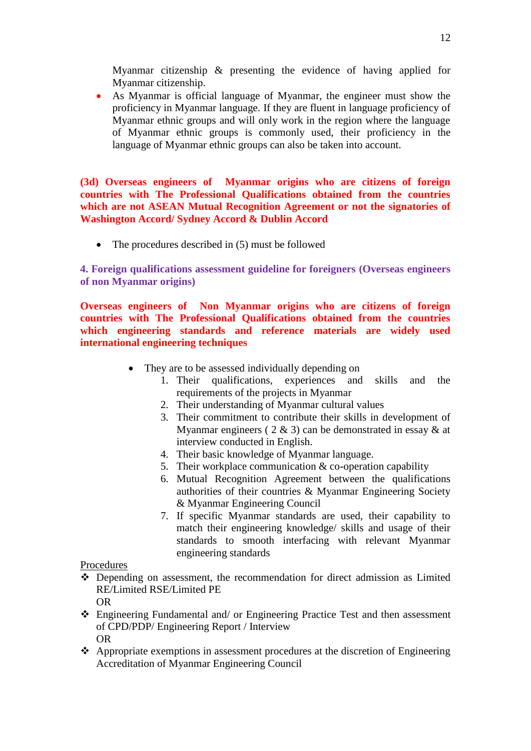Myanmar citizenship & presenting the evidence of having applied for Myanmar citizenship.

- As Myanmar is official language of Myanmar, the engineer must show the proficiency in Myanmar language. If they are fluent in language proficiency of Myanmar ethnic groups and will only work in the region where the language of Myanmar ethnic groups is commonly used, their proficiency in the language of Myanmar ethnic groups can also be taken into account.

**(3d) Overseas engineers of Myanmar origins who are citizens of foreign countries with The Professional Qualifications obtained from the countries which are not ASEAN Mutual Recognition Agreement or not the signatories of Washington Accord/ Sydney Accord & Dublin Accord**

- The procedures described in (5) must be followed

## 4. Foreign qualifications assessment guideline for foreigners (Overseas engineers of non Myanmar origins)

**Overseas engineers of Non Myanmar origins who are citizens of foreign countries with The Professional Qualifications obtained from the countries which engineering standards and reference materials are widely used international engineering techniques**

- They are to be assessed individually depending on
  1. Their qualifications, experiences and skills and the requirements of the projects in Myanmar
  2. Their understanding of Myanmar cultural values
  3. Their commitment to contribute their skills in development of Myanmar engineers ( 2 & 3) can be demonstrated in essay & at interview conducted in English.
  4. Their basic knowledge of Myanmar language.
  5. Their workplace communication & co-operation capability
  6. Mutual Recognition Agreement between the qualifications authorities of their countries & Myanmar Engineering Society & Myanmar Engineering Council
  7. If specific Myanmar standards are used, their capability to match their engineering knowledge/ skills and usage of their standards to smooth interfacing with relevant Myanmar engineering standards

Procedures

- Depending on assessment, the recommendation for direct admission as Limited RE/Limited RSE/Limited PE

  OR
- Engineering Fundamental and/ or Engineering Practice Test and then assessment of CPD/PDP/ Engineering Report / Interview

  OR
- Appropriate exemptions in assessment procedures at the discretion of Engineering Accreditation of Myanmar Engineering Council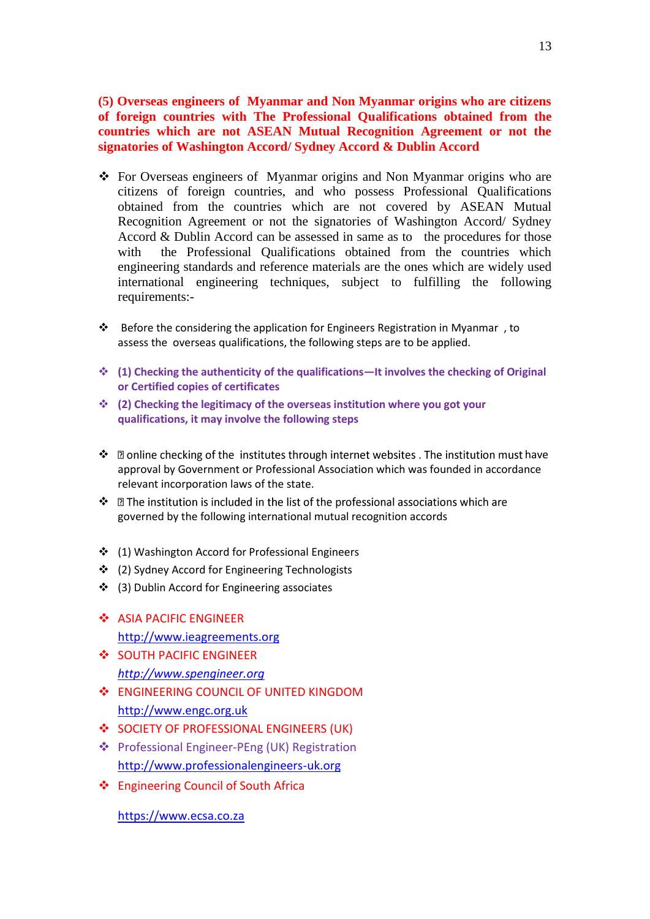**(5) Overseas engineers of Myanmar and Non Myanmar origins who are citizens of foreign countries with The Professional Qualifications obtained from the countries which are not ASEAN Mutual Recognition Agreement or not the signatories of Washington Accord/ Sydney Accord & Dublin Accord**

- For Overseas engineers of Myanmar origins and Non Myanmar origins who are citizens of foreign countries, and who possess Professional Qualifications obtained from the countries which are not covered by ASEAN Mutual Recognition Agreement or not the signatories of Washington Accord/ Sydney Accord & Dublin Accord can be assessed in same as to the procedures for those with the Professional Qualifications obtained from the countries which engineering standards and reference materials are the ones which are widely used international engineering techniques, subject to fulfilling the following requirements:-

- Before the considering the application for Engineers Registration in Myanmar , to assess the overseas qualifications, the following steps are to be applied.

- **(1) Checking the authenticity of the qualifications—It involves the checking of Original or Certified copies of certificates**
- **(2) Checking the legitimacy of the overseas institution where you got your qualifications, it may involve the following steps**

- online checking of the institutes through internet websites . The institution must have approval by Government or Professional Association which was founded in accordance relevant incorporation laws of the state.
- The institution is included in the list of the professional associations which are governed by the following international mutual recognition accords

- (1) Washington Accord for Professional Engineers
- (2) Sydney Accord for Engineering Technologists
- (3) Dublin Accord for Engineering associates

- ASIA PACIFIC ENGINEER
  http://www.ieagreements.org
- SOUTH PACIFIC ENGINEER
  *http://www.spengineer.org*
- ENGINEERING COUNCIL OF UNITED KINGDOM
  http://www.engc.org.uk
- SOCIETY OF PROFESSIONAL ENGINEERS (UK)
- Professional Engineer-PEng (UK) Registration
  http://www.professionalengineers-uk.org
- Engineering Council of South Africa

  https://www.ecsa.co.za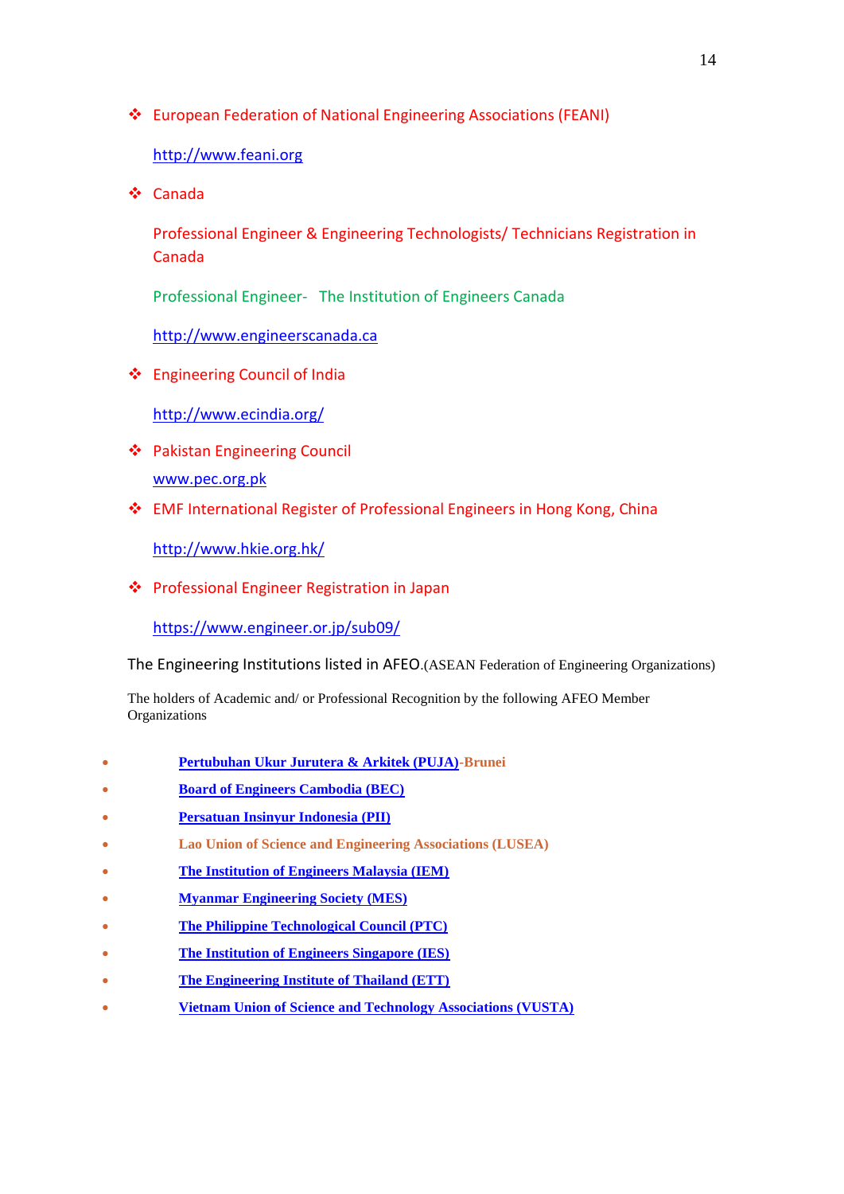- European Federation of National Engineering Associations (FEANI)

  http://www.feani.org

- Canada

  Professional Engineer & Engineering Technologists/ Technicians Registration in Canada

  Professional Engineer- The Institution of Engineers Canada

  http://www.engineerscanada.ca

- Engineering Council of India

  http://www.ecindia.org/

- Pakistan Engineering Council

  www.pec.org.pk

- EMF International Register of Professional Engineers in Hong Kong, China

  http://www.hkie.org.hk/

- Professional Engineer Registration in Japan

  https://www.engineer.or.jp/sub09/

The Engineering Institutions listed in AFEO.(ASEAN Federation of Engineering Organizations)

The holders of Academic and/ or Professional Recognition by the following AFEO Member Organizations

- **Pertubuhan Ukur Jurutera & Arkitek (PUJA)-Brunei**
- **Board of Engineers Cambodia (BEC)**
- **Persatuan Insinyur Indonesia (PII)**
- **Lao Union of Science and Engineering Associations (LUSEA)**
- **The Institution of Engineers Malaysia (IEM)**
- **Myanmar Engineering Society (MES)**
- **The Philippine Technological Council (PTC)**
- **The Institution of Engineers Singapore (IES)**
- **The Engineering Institute of Thailand (ETT)**
- **Vietnam Union of Science and Technology Associations (VUSTA)**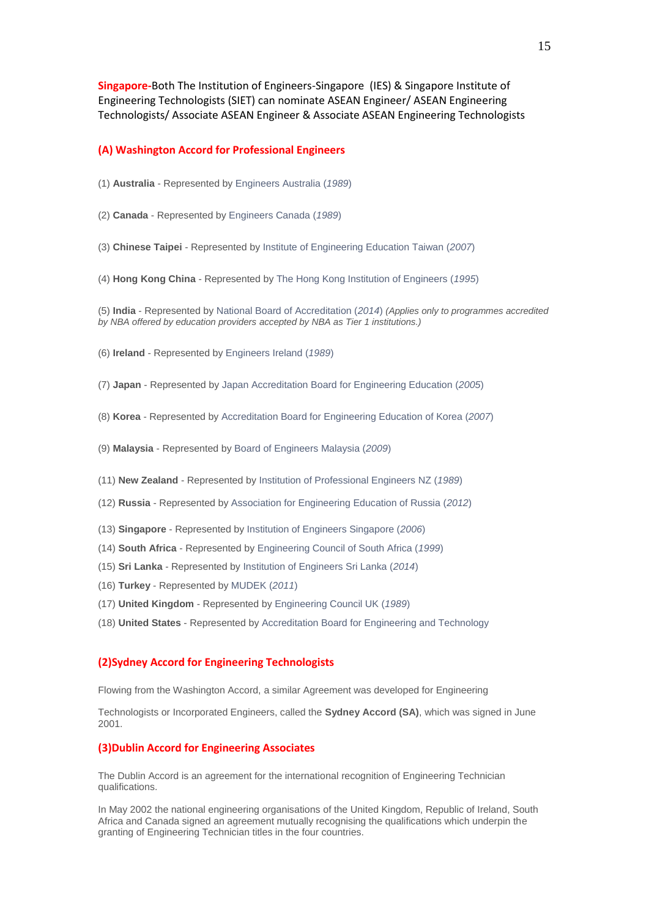**Singapore-**Both The Institution of Engineers-Singapore (IES) & Singapore Institute of Engineering Technologists (SIET) can nominate ASEAN Engineer/ ASEAN Engineering Technologists/ Associate ASEAN Engineer & Associate ASEAN Engineering Technologists

## (A) Washington Accord for Professional Engineers

(1) **Australia** - Represented by Engineers Australia (*1989*)

(2) **Canada** - Represented by Engineers Canada (*1989*)

(3) **Chinese Taipei** - Represented by Institute of Engineering Education Taiwan (*2007*)

(4) **Hong Kong China** - Represented by The Hong Kong Institution of Engineers (*1995*)

(5) **India** - Represented by National Board of Accreditation (*2014*) *(Applies only to programmes accredited by NBA offered by education providers accepted by NBA as Tier 1 institutions.)*

(6) **Ireland** - Represented by Engineers Ireland (*1989*)

(7) **Japan** - Represented by Japan Accreditation Board for Engineering Education (*2005*)

(8) **Korea** - Represented by Accreditation Board for Engineering Education of Korea (*2007*)

(9) **Malaysia** - Represented by Board of Engineers Malaysia (*2009*)

(11) **New Zealand** - Represented by Institution of Professional Engineers NZ (*1989*)

(12) **Russia** - Represented by Association for Engineering Education of Russia (*2012*)

(13) **Singapore** - Represented by Institution of Engineers Singapore (*2006*)

(14) **South Africa** - Represented by Engineering Council of South Africa (*1999*)

(15) **Sri Lanka** - Represented by Institution of Engineers Sri Lanka (*2014*)

(16) **Turkey** - Represented by MUDEK (*2011*)

(17) **United Kingdom** - Represented by Engineering Council UK (*1989*)

(18) **United States** - Represented by Accreditation Board for Engineering and Technology

## (2)Sydney Accord for Engineering Technologists

Flowing from the Washington Accord, a similar Agreement was developed for Engineering

Technologists or Incorporated Engineers, called the **Sydney Accord (SA)**, which was signed in June 2001.

## (3)Dublin Accord for Engineering Associates

The Dublin Accord is an agreement for the international recognition of Engineering Technician qualifications.

In May 2002 the national engineering organisations of the United Kingdom, Republic of Ireland, South Africa and Canada signed an agreement mutually recognising the qualifications which underpin the granting of Engineering Technician titles in the four countries.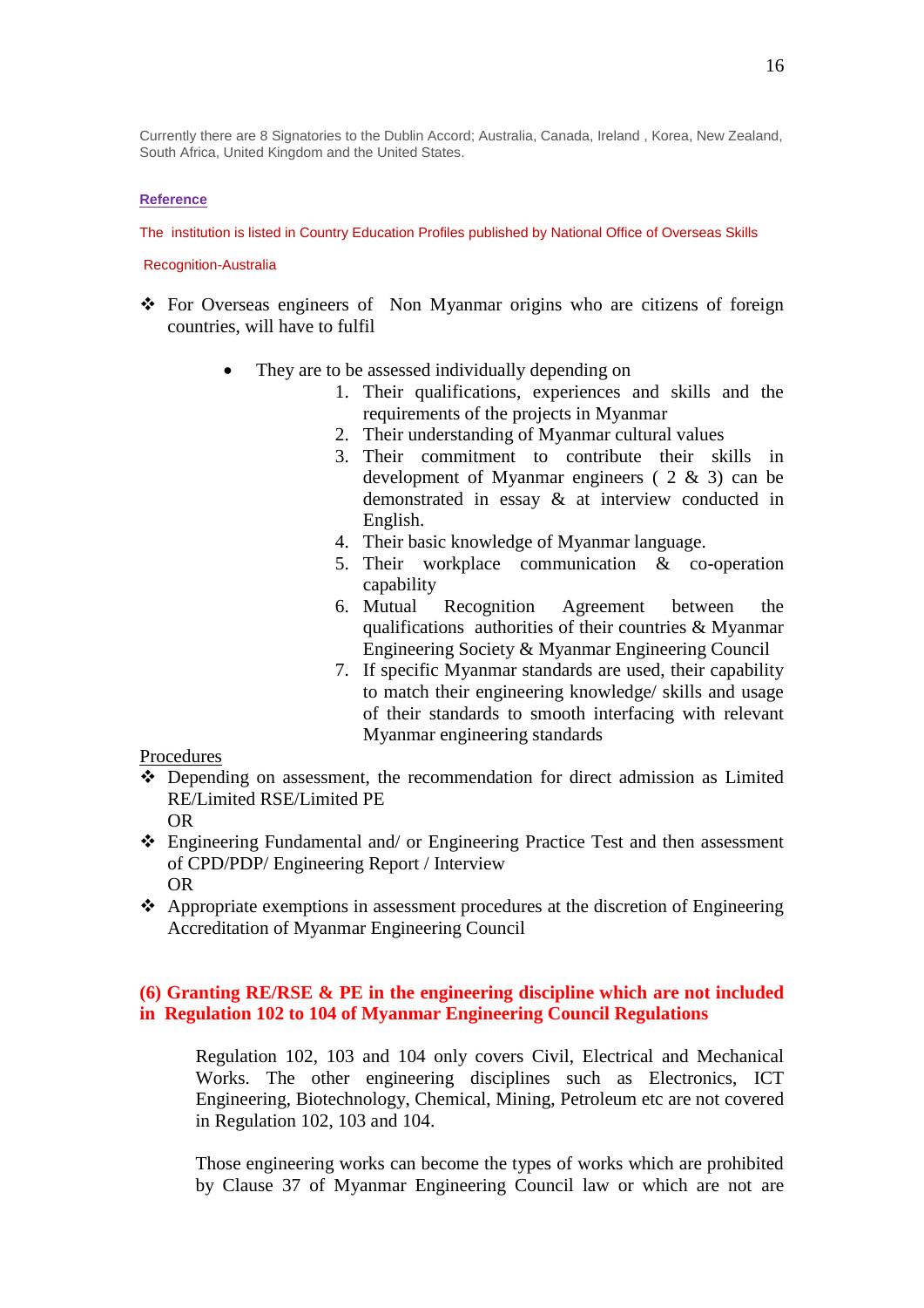Currently there are 8 Signatories to the Dublin Accord; Australia, Canada, Ireland , Korea, New Zealand, South Africa, United Kingdom and the United States.

**Reference**

The institution is listed in Country Education Profiles published by National Office of Overseas Skills Recognition-Australia

- For Overseas engineers of Non Myanmar origins who are citizens of foreign countries, will have to fulfil
  - They are to be assessed individually depending on
    1. Their qualifications, experiences and skills and the requirements of the projects in Myanmar
    2. Their understanding of Myanmar cultural values
    3. Their commitment to contribute their skills in development of Myanmar engineers ( 2 & 3) can be demonstrated in essay & at interview conducted in English.
    4. Their basic knowledge of Myanmar language.
    5. Their workplace communication & co-operation capability
    6. Mutual Recognition Agreement between the qualifications authorities of their countries & Myanmar Engineering Society & Myanmar Engineering Council
    7. If specific Myanmar standards are used, their capability to match their engineering knowledge/ skills and usage of their standards to smooth interfacing with relevant Myanmar engineering standards

Procedures

- Depending on assessment, the recommendation for direct admission as Limited RE/Limited RSE/Limited PE
  OR
- Engineering Fundamental and/ or Engineering Practice Test and then assessment of CPD/PDP/ Engineering Report / Interview
  OR
- Appropriate exemptions in assessment procedures at the discretion of Engineering Accreditation of Myanmar Engineering Council

**(6) Granting RE/RSE & PE in the engineering discipline which are not included in Regulation 102 to 104 of Myanmar Engineering Council Regulations**

Regulation 102, 103 and 104 only covers Civil, Electrical and Mechanical Works. The other engineering disciplines such as Electronics, ICT Engineering, Biotechnology, Chemical, Mining, Petroleum etc are not covered in Regulation 102, 103 and 104.

Those engineering works can become the types of works which are prohibited by Clause 37 of Myanmar Engineering Council law or which are not are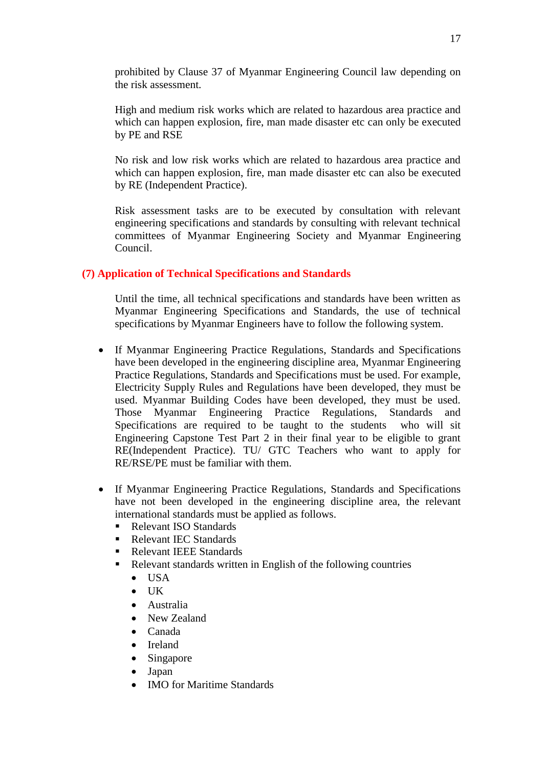prohibited by Clause 37 of Myanmar Engineering Council law depending on the risk assessment.

High and medium risk works which are related to hazardous area practice and which can happen explosion, fire, man made disaster etc can only be executed by PE and RSE

No risk and low risk works which are related to hazardous area practice and which can happen explosion, fire, man made disaster etc can also be executed by RE (Independent Practice).

Risk assessment tasks are to be executed by consultation with relevant engineering specifications and standards by consulting with relevant technical committees of Myanmar Engineering Society and Myanmar Engineering Council.

## (7) Application of Technical Specifications and Standards

Until the time, all technical specifications and standards have been written as Myanmar Engineering Specifications and Standards, the use of technical specifications by Myanmar Engineers have to follow the following system.

- If Myanmar Engineering Practice Regulations, Standards and Specifications have been developed in the engineering discipline area, Myanmar Engineering Practice Regulations, Standards and Specifications must be used. For example, Electricity Supply Rules and Regulations have been developed, they must be used. Myanmar Building Codes have been developed, they must be used. Those Myanmar Engineering Practice Regulations, Standards and Specifications are required to be taught to the students who will sit Engineering Capstone Test Part 2 in their final year to be eligible to grant RE(Independent Practice). TU/ GTC Teachers who want to apply for RE/RSE/PE must be familiar with them.

- If Myanmar Engineering Practice Regulations, Standards and Specifications have not been developed in the engineering discipline area, the relevant international standards must be applied as follows.
  - Relevant ISO Standards
  - Relevant IEC Standards
  - Relevant IEEE Standards
  - Relevant standards written in English of the following countries
    - USA
    - UK
    - Australia
    - New Zealand
    - Canada
    - Ireland
    - Singapore
    - Japan
    - IMO for Maritime Standards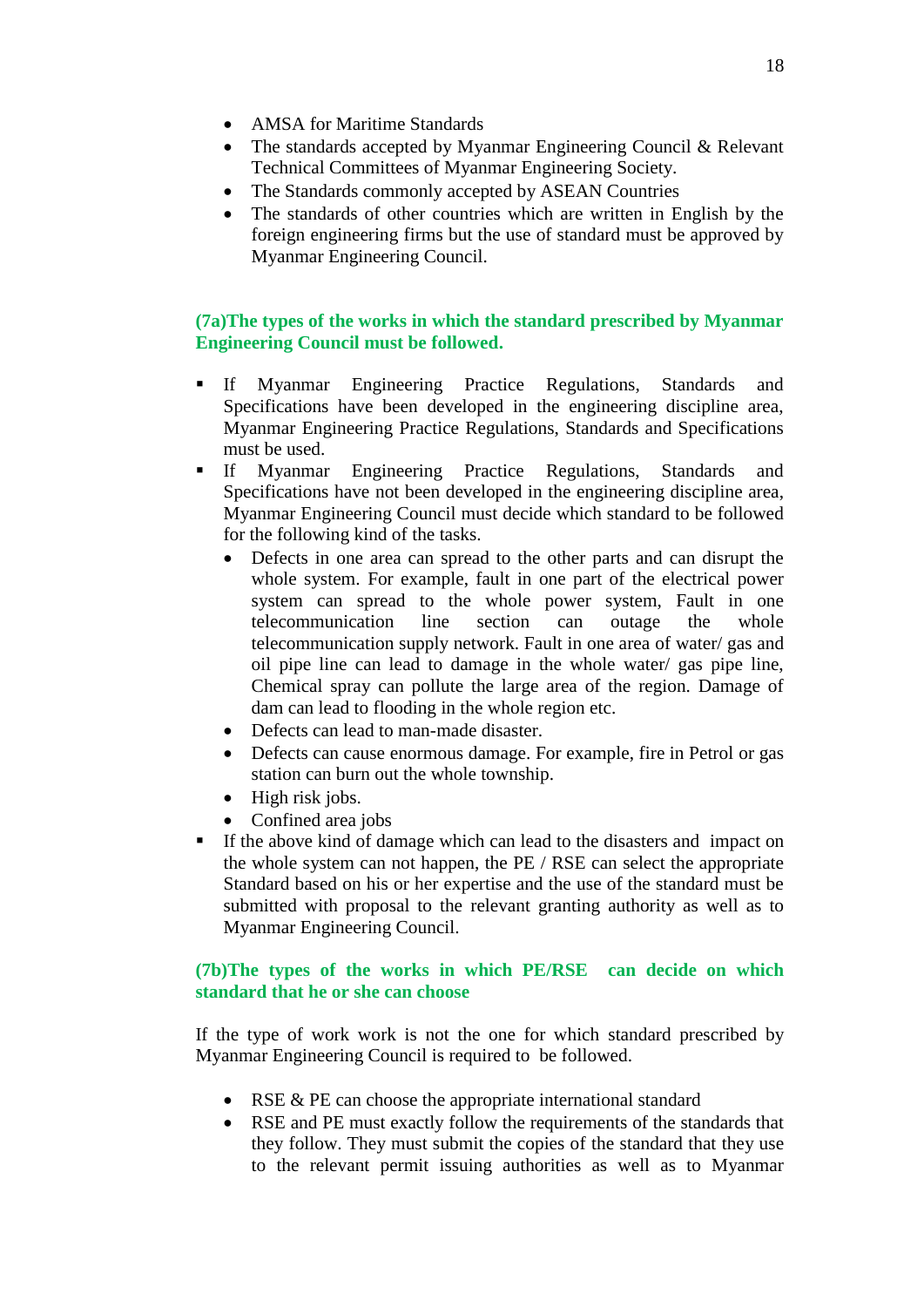- AMSA for Maritime Standards
- The standards accepted by Myanmar Engineering Council & Relevant Technical Committees of Myanmar Engineering Society.
- The Standards commonly accepted by ASEAN Countries
- The standards of other countries which are written in English by the foreign engineering firms but the use of standard must be approved by Myanmar Engineering Council.

**(7a)The types of the works in which the standard prescribed by Myanmar Engineering Council must be followed.**

- If Myanmar Engineering Practice Regulations, Standards and Specifications have been developed in the engineering discipline area, Myanmar Engineering Practice Regulations, Standards and Specifications must be used.
- If Myanmar Engineering Practice Regulations, Standards and Specifications have not been developed in the engineering discipline area, Myanmar Engineering Council must decide which standard to be followed for the following kind of the tasks.
  - Defects in one area can spread to the other parts and can disrupt the whole system. For example, fault in one part of the electrical power system can spread to the whole power system, Fault in one telecommunication line section can outage the whole telecommunication supply network. Fault in one area of water/ gas and oil pipe line can lead to damage in the whole water/ gas pipe line, Chemical spray can pollute the large area of the region. Damage of dam can lead to flooding in the whole region etc.
  - Defects can lead to man-made disaster.
  - Defects can cause enormous damage. For example, fire in Petrol or gas station can burn out the whole township.
  - High risk jobs.
  - Confined area jobs
- If the above kind of damage which can lead to the disasters and impact on the whole system can not happen, the PE / RSE can select the appropriate Standard based on his or her expertise and the use of the standard must be submitted with proposal to the relevant granting authority as well as to Myanmar Engineering Council.

**(7b)The types of the works in which PE/RSE can decide on which standard that he or she can choose**

If the type of work work is not the one for which standard prescribed by Myanmar Engineering Council is required to be followed.

- RSE & PE can choose the appropriate international standard
- RSE and PE must exactly follow the requirements of the standards that they follow. They must submit the copies of the standard that they use to the relevant permit issuing authorities as well as to Myanmar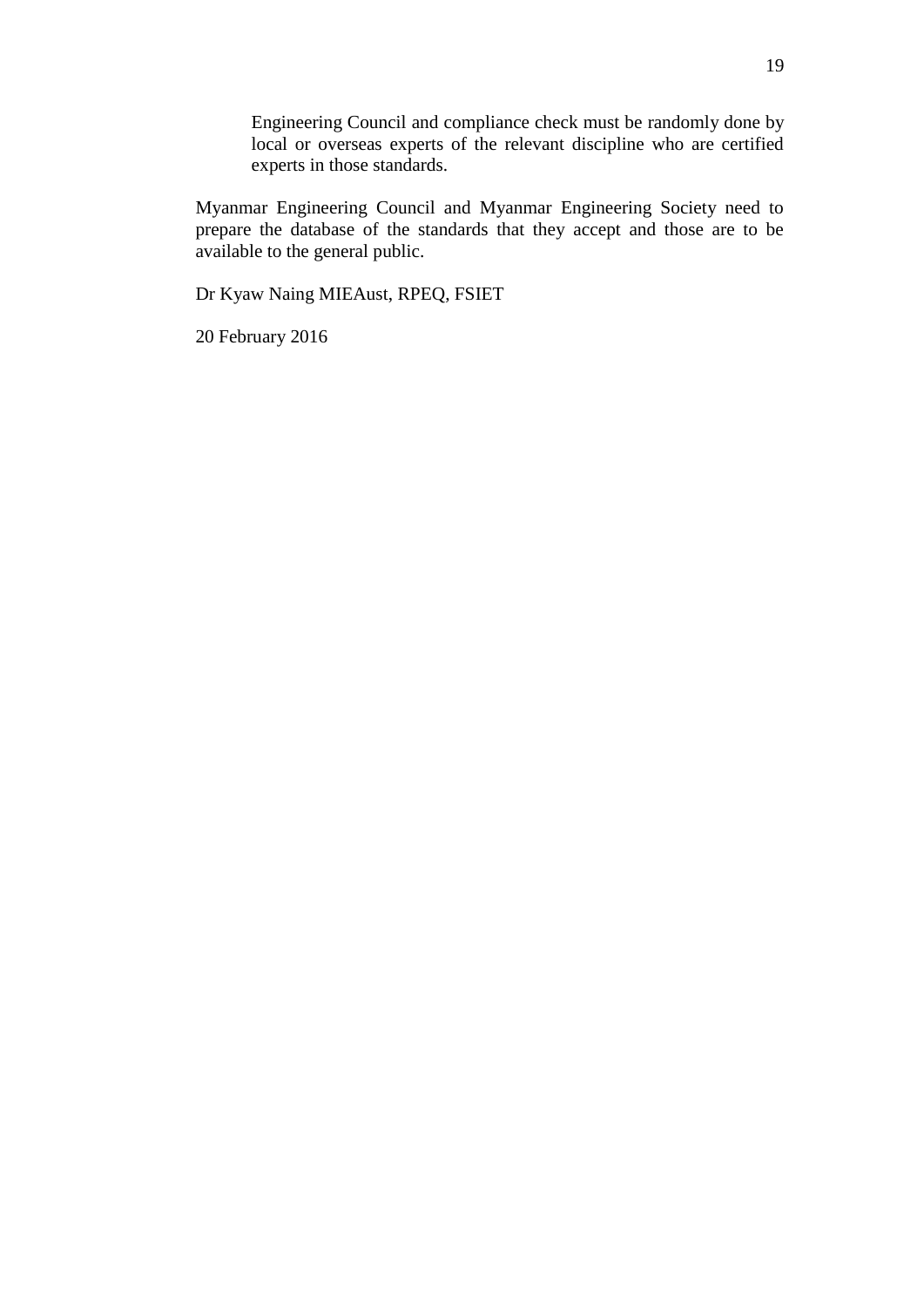Engineering Council and compliance check must be randomly done by local or overseas experts of the relevant discipline who are certified experts in those standards.

Myanmar Engineering Council and Myanmar Engineering Society need to prepare the database of the standards that they accept and those are to be available to the general public.

Dr Kyaw Naing MIEAust, RPEQ, FSIET

20 February 2016